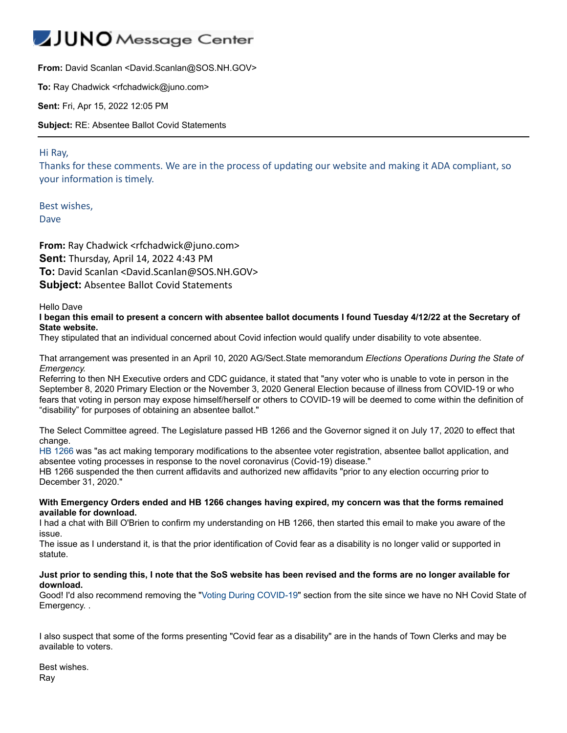# JUNO Message Center

**From:** David Scanlan <David.Scanlan@SOS.NH.GOV>

**To:** Ray Chadwick <rfchadwick@juno.com>

**Sent:** Fri, Apr 15, 2022 12:05 PM

**Subject:** RE: Absentee Ballot Covid Statements

---

Hi Ray,
Thanks for these comments. We are in the process of updating our website and making it ADA compliant, so your information is timely.

Best wishes,
Dave

**From:** Ray Chadwick <rfchadwick@juno.com>
**Sent:** Thursday, April 14, 2022 4:43 PM
**To:** David Scanlan <David.Scanlan@SOS.NH.GOV>
**Subject:** Absentee Ballot Covid Statements

Hello Dave
**I began this email to present a concern with absentee ballot documents I found Tuesday 4/12/22 at the Secretary of State website.**
They stipulated that an individual concerned about Covid infection would qualify under disability to vote absentee.

That arrangement was presented in an April 10, 2020 AG/Sect.State memorandum *Elections Operations During the State of Emergency.*
Referring to then NH Executive orders and CDC guidance, it stated that "any voter who is unable to vote in person in the September 8, 2020 Primary Election or the November 3, 2020 General Election because of illness from COVID-19 or who fears that voting in person may expose himself/herself or others to COVID-19 will be deemed to come within the definition of "disability" for purposes of obtaining an absentee ballot."

The Select Committee agreed. The Legislature passed HB 1266 and the Governor signed it on July 17, 2020 to effect that change.
HB 1266 was "as act making temporary modifications to the absentee voter registration, absentee ballot application, and absentee voting processes in response to the novel coronavirus (Covid-19) disease."
HB 1266 suspended the then current affidavits and authorized new affidavits "prior to any election occurring prior to December 31, 2020."

**With Emergency Orders ended and HB 1266 changes having expired, my concern was that the forms remained available for download.**
I had a chat with Bill O'Brien to confirm my understanding on HB 1266, then started this email to make you aware of the issue.
The issue as I understand it, is that the prior identification of Covid fear as a disability is no longer valid or supported in statute.

**Just prior to sending this, I note that the SoS website has been revised and the forms are no longer available for download.**
Good! I'd also recommend removing the "Voting During COVID-19" section from the site since we have no NH Covid State of Emergency. .

I also suspect that some of the forms presenting "Covid fear as a disability" are in the hands of Town Clerks and may be available to voters.

Best wishes.
Ray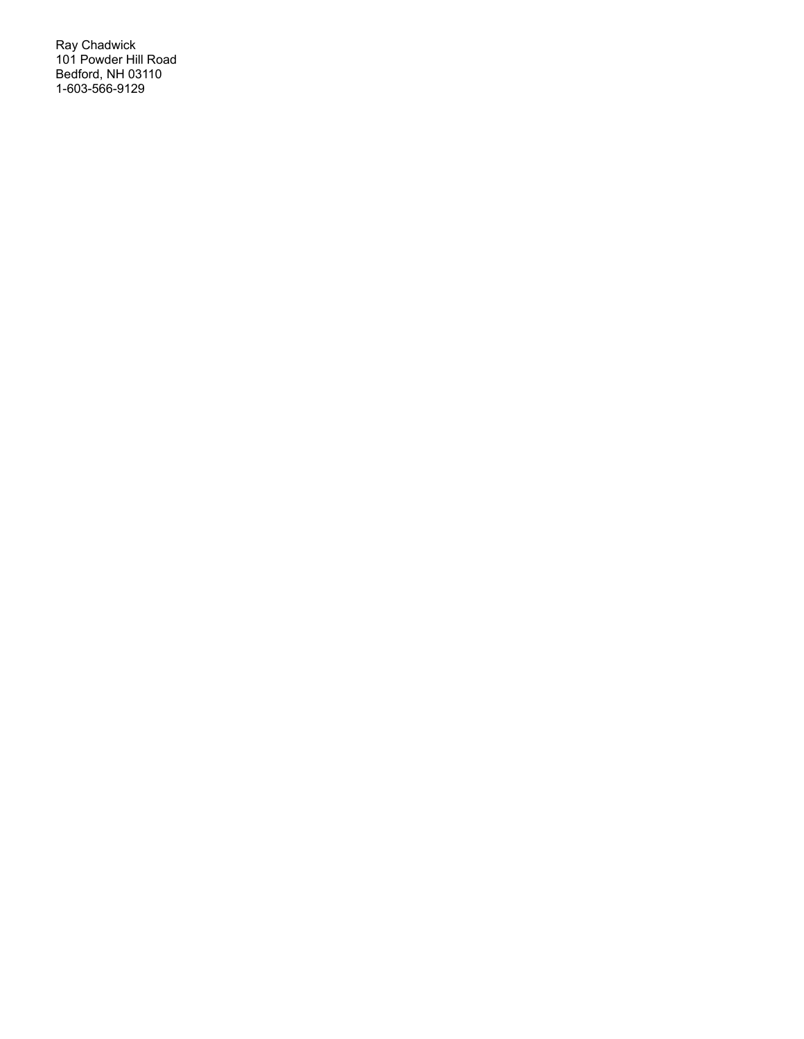Ray Chadwick
101 Powder Hill Road
Bedford, NH 03110
1-603-566-9129